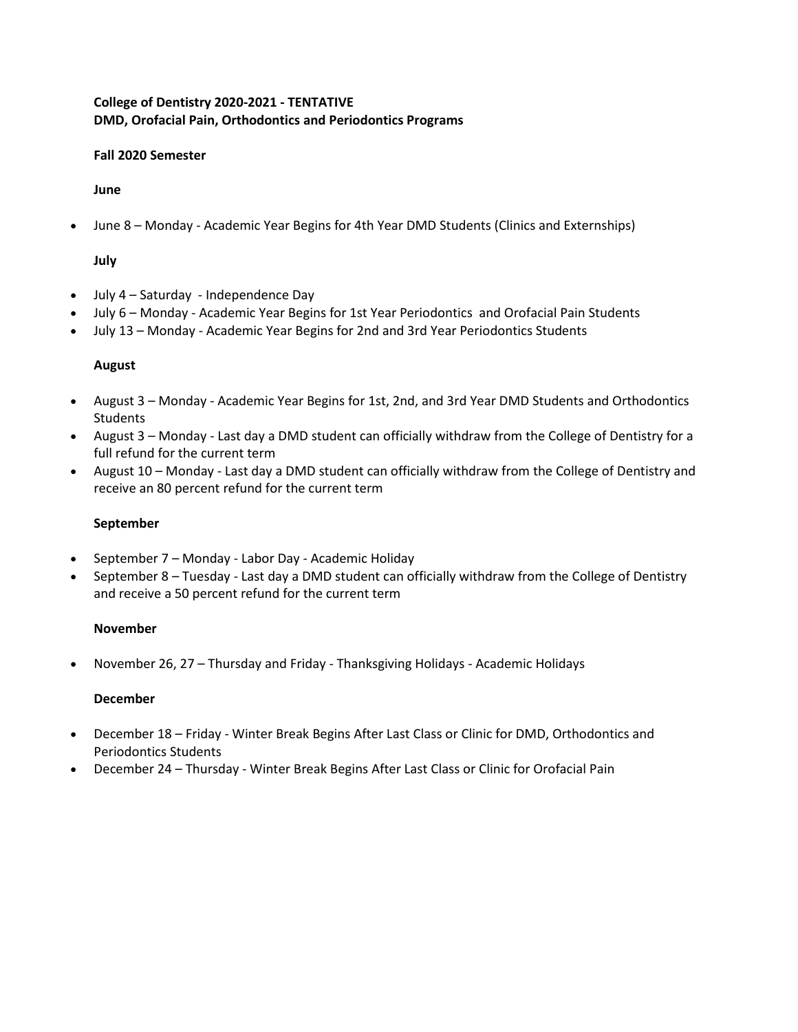**College of Dentistry 2020-2021 - TENTATIVE**
**DMD, Orofacial Pain, Orthodontics and Periodontics Programs**

**Fall 2020 Semester**

**June**

- June 8 – Monday - Academic Year Begins for 4th Year DMD Students (Clinics and Externships)

**July**

- July 4 – Saturday - Independence Day
- July 6 – Monday - Academic Year Begins for 1st Year Periodontics and Orofacial Pain Students
- July 13 – Monday - Academic Year Begins for 2nd and 3rd Year Periodontics Students

**August**

- August 3 – Monday - Academic Year Begins for 1st, 2nd, and 3rd Year DMD Students and Orthodontics Students
- August 3 – Monday - Last day a DMD student can officially withdraw from the College of Dentistry for a full refund for the current term
- August 10 – Monday - Last day a DMD student can officially withdraw from the College of Dentistry and receive an 80 percent refund for the current term

**September**

- September 7 – Monday - Labor Day - Academic Holiday
- September 8 – Tuesday - Last day a DMD student can officially withdraw from the College of Dentistry and receive a 50 percent refund for the current term

**November**

- November 26, 27 – Thursday and Friday - Thanksgiving Holidays - Academic Holidays

**December**

- December 18 – Friday - Winter Break Begins After Last Class or Clinic for DMD, Orthodontics and Periodontics Students
- December 24 – Thursday - Winter Break Begins After Last Class or Clinic for Orofacial Pain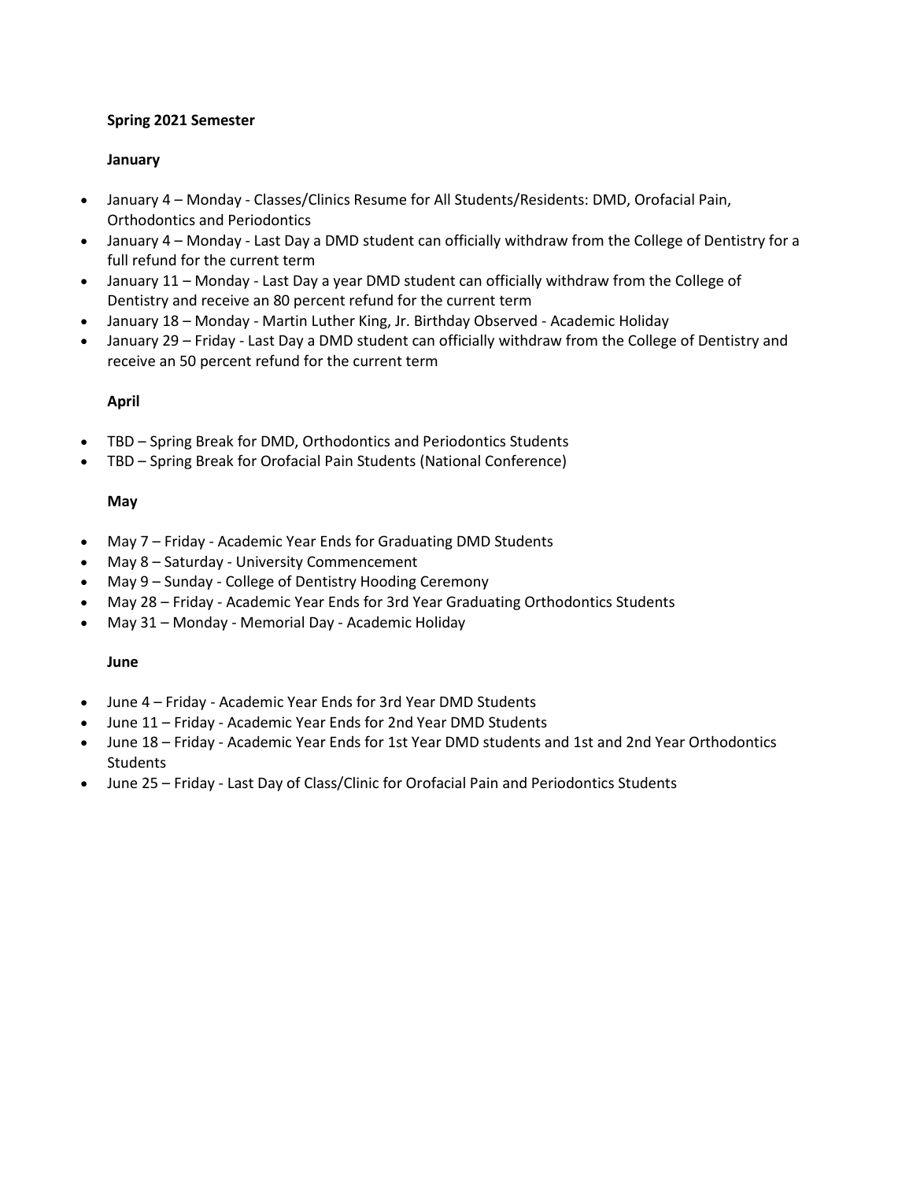**Spring 2021 Semester**

**January**

- January 4 – Monday - Classes/Clinics Resume for All Students/Residents: DMD, Orofacial Pain, Orthodontics and Periodontics
- January 4 – Monday - Last Day a DMD student can officially withdraw from the College of Dentistry for a full refund for the current term
- January 11 – Monday - Last Day a year DMD student can officially withdraw from the College of Dentistry and receive an 80 percent refund for the current term
- January 18 – Monday - Martin Luther King, Jr. Birthday Observed - Academic Holiday
- January 29 – Friday - Last Day a DMD student can officially withdraw from the College of Dentistry and receive an 50 percent refund for the current term

**April**

- TBD – Spring Break for DMD, Orthodontics and Periodontics Students
- TBD – Spring Break for Orofacial Pain Students (National Conference)

**May**

- May 7 – Friday - Academic Year Ends for Graduating DMD Students
- May 8 – Saturday - University Commencement
- May 9 – Sunday - College of Dentistry Hooding Ceremony
- May 28 – Friday - Academic Year Ends for 3rd Year Graduating Orthodontics Students
- May 31 – Monday - Memorial Day - Academic Holiday

**June**

- June 4 – Friday - Academic Year Ends for 3rd Year DMD Students
- June 11 – Friday - Academic Year Ends for 2nd Year DMD Students
- June 18 – Friday - Academic Year Ends for 1st Year DMD students and 1st and 2nd Year Orthodontics Students
- June 25 – Friday - Last Day of Class/Clinic for Orofacial Pain and Periodontics Students